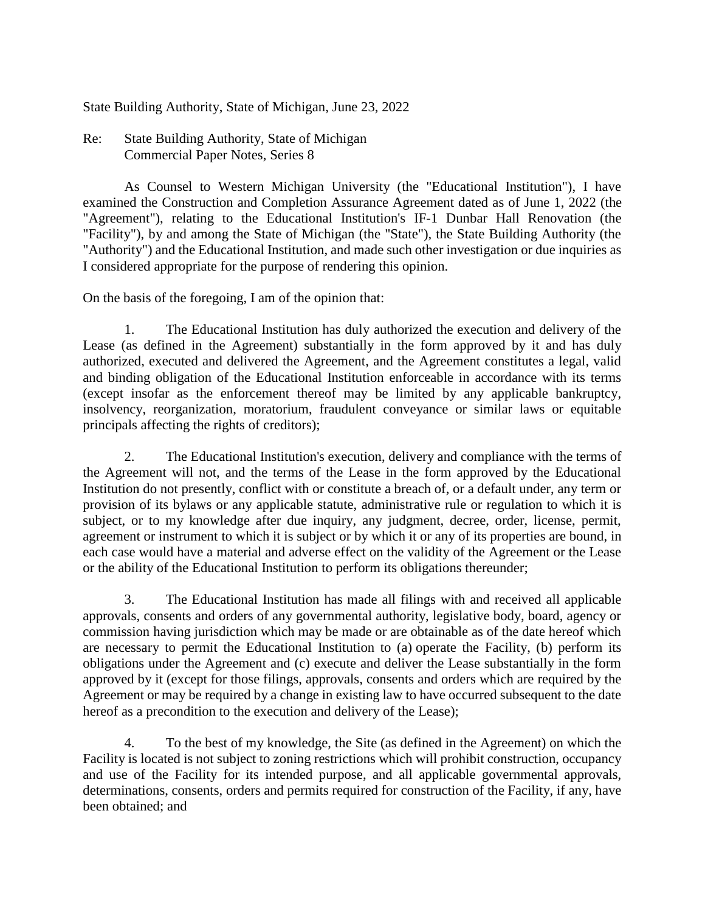State Building Authority, State of Michigan, June 23, 2022

Re: State Building Authority, State of Michigan
Commercial Paper Notes, Series 8

As Counsel to Western Michigan University (the "Educational Institution"), I have examined the Construction and Completion Assurance Agreement dated as of June 1, 2022 (the "Agreement"), relating to the Educational Institution's IF-1 Dunbar Hall Renovation (the "Facility"), by and among the State of Michigan (the "State"), the State Building Authority (the "Authority") and the Educational Institution, and made such other investigation or due inquiries as I considered appropriate for the purpose of rendering this opinion.

On the basis of the foregoing, I am of the opinion that:

1. The Educational Institution has duly authorized the execution and delivery of the Lease (as defined in the Agreement) substantially in the form approved by it and has duly authorized, executed and delivered the Agreement, and the Agreement constitutes a legal, valid and binding obligation of the Educational Institution enforceable in accordance with its terms (except insofar as the enforcement thereof may be limited by any applicable bankruptcy, insolvency, reorganization, moratorium, fraudulent conveyance or similar laws or equitable principals affecting the rights of creditors);

2. The Educational Institution's execution, delivery and compliance with the terms of the Agreement will not, and the terms of the Lease in the form approved by the Educational Institution do not presently, conflict with or constitute a breach of, or a default under, any term or provision of its bylaws or any applicable statute, administrative rule or regulation to which it is subject, or to my knowledge after due inquiry, any judgment, decree, order, license, permit, agreement or instrument to which it is subject or by which it or any of its properties are bound, in each case would have a material and adverse effect on the validity of the Agreement or the Lease or the ability of the Educational Institution to perform its obligations thereunder;

3. The Educational Institution has made all filings with and received all applicable approvals, consents and orders of any governmental authority, legislative body, board, agency or commission having jurisdiction which may be made or are obtainable as of the date hereof which are necessary to permit the Educational Institution to (a) operate the Facility, (b) perform its obligations under the Agreement and (c) execute and deliver the Lease substantially in the form approved by it (except for those filings, approvals, consents and orders which are required by the Agreement or may be required by a change in existing law to have occurred subsequent to the date hereof as a precondition to the execution and delivery of the Lease);

4. To the best of my knowledge, the Site (as defined in the Agreement) on which the Facility is located is not subject to zoning restrictions which will prohibit construction, occupancy and use of the Facility for its intended purpose, and all applicable governmental approvals, determinations, consents, orders and permits required for construction of the Facility, if any, have been obtained; and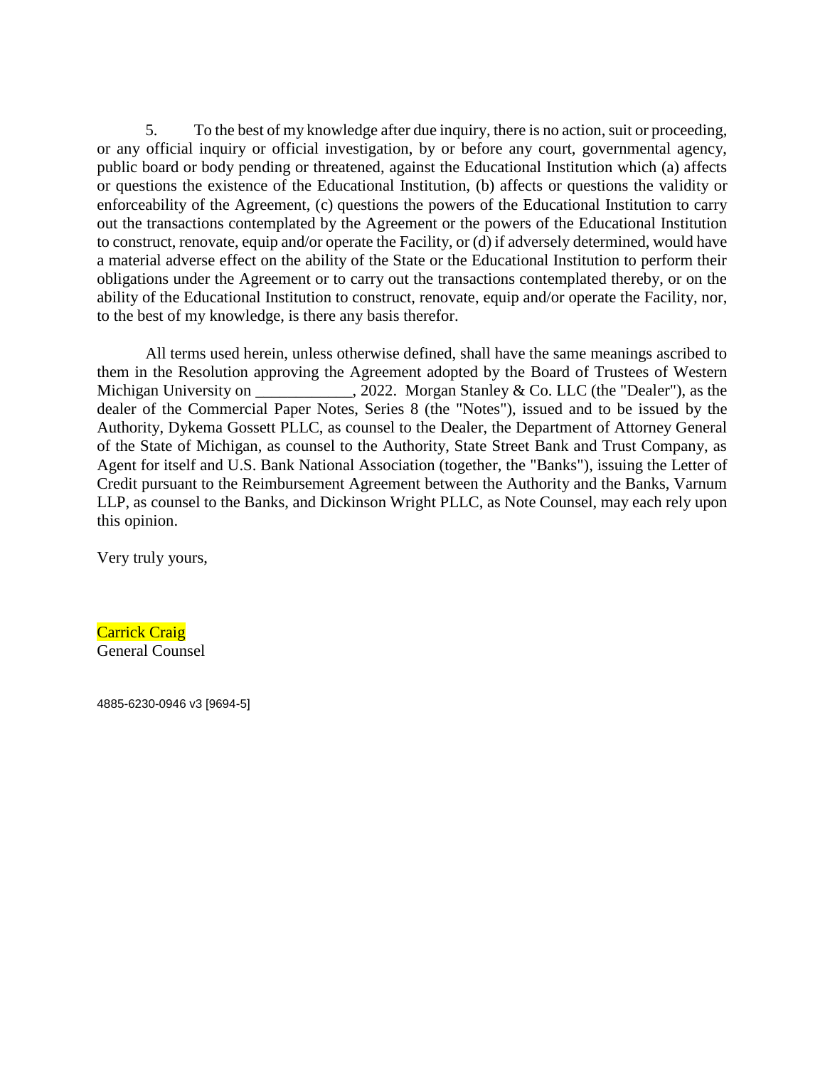5. To the best of my knowledge after due inquiry, there is no action, suit or proceeding, or any official inquiry or official investigation, by or before any court, governmental agency, public board or body pending or threatened, against the Educational Institution which (a) affects or questions the existence of the Educational Institution, (b) affects or questions the validity or enforceability of the Agreement, (c) questions the powers of the Educational Institution to carry out the transactions contemplated by the Agreement or the powers of the Educational Institution to construct, renovate, equip and/or operate the Facility, or (d) if adversely determined, would have a material adverse effect on the ability of the State or the Educational Institution to perform their obligations under the Agreement or to carry out the transactions contemplated thereby, or on the ability of the Educational Institution to construct, renovate, equip and/or operate the Facility, nor, to the best of my knowledge, is there any basis therefor.

All terms used herein, unless otherwise defined, shall have the same meanings ascribed to them in the Resolution approving the Agreement adopted by the Board of Trustees of Western Michigan University on ____________, 2022. Morgan Stanley & Co. LLC (the "Dealer"), as the dealer of the Commercial Paper Notes, Series 8 (the "Notes"), issued and to be issued by the Authority, Dykema Gossett PLLC, as counsel to the Dealer, the Department of Attorney General of the State of Michigan, as counsel to the Authority, State Street Bank and Trust Company, as Agent for itself and U.S. Bank National Association (together, the "Banks"), issuing the Letter of Credit pursuant to the Reimbursement Agreement between the Authority and the Banks, Varnum LLP, as counsel to the Banks, and Dickinson Wright PLLC, as Note Counsel, may each rely upon this opinion.

Very truly yours,

Carrick Craig
General Counsel

4885-6230-0946 v3 [9694-5]